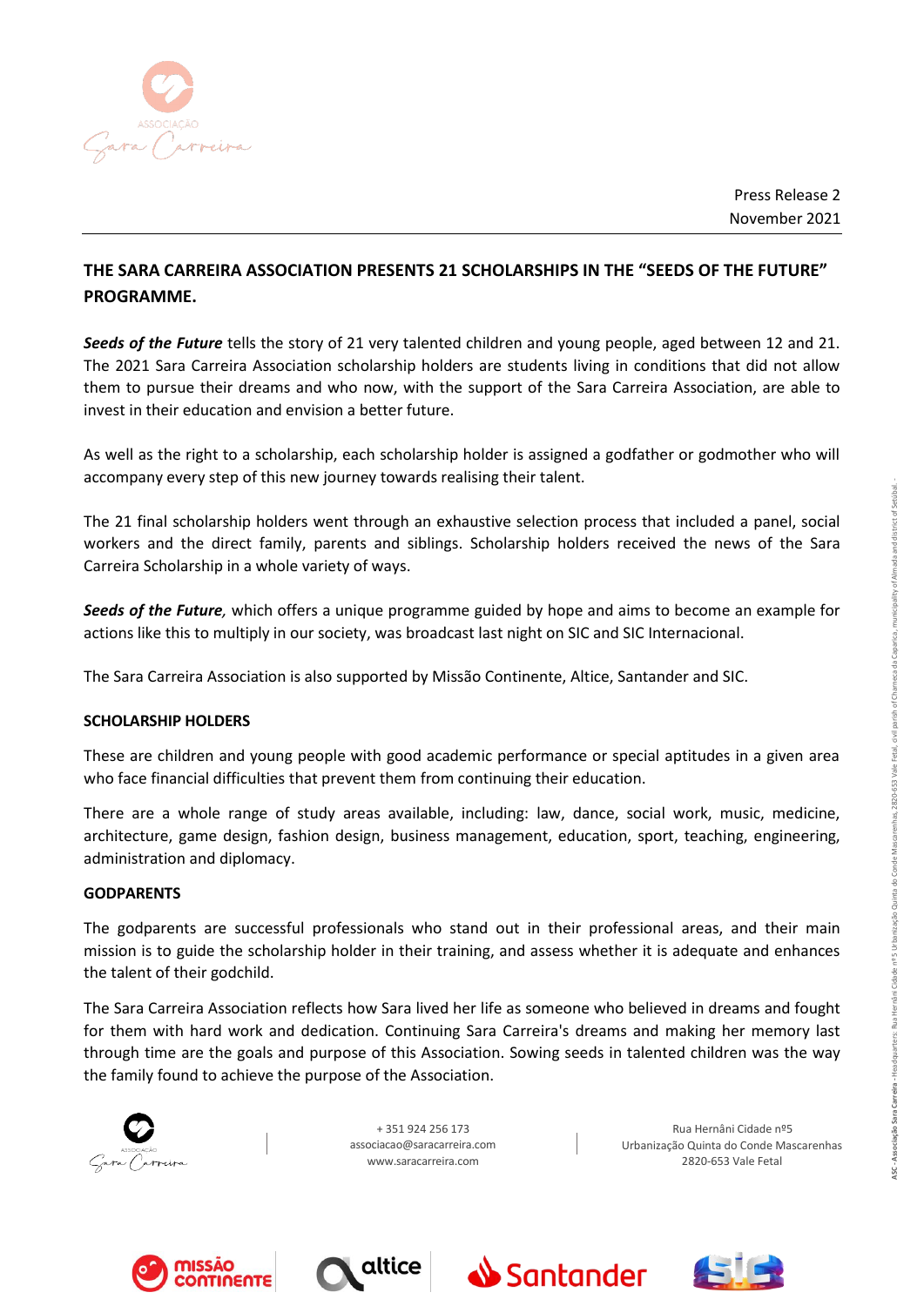Press Release 2
November 2021

# THE SARA CARREIRA ASSOCIATION PRESENTS 21 SCHOLARSHIPS IN THE "SEEDS OF THE FUTURE" PROGRAMME.

***Seeds of the Future*** tells the story of 21 very talented children and young people, aged between 12 and 21. The 2021 Sara Carreira Association scholarship holders are students living in conditions that did not allow them to pursue their dreams and who now, with the support of the Sara Carreira Association, are able to invest in their education and envision a better future.

As well as the right to a scholarship, each scholarship holder is assigned a godfather or godmother who will accompany every step of this new journey towards realising their talent.

The 21 final scholarship holders went through an exhaustive selection process that included a panel, social workers and the direct family, parents and siblings. Scholarship holders received the news of the Sara Carreira Scholarship in a whole variety of ways.

***Seeds of the Future,*** which offers a unique programme guided by hope and aims to become an example for actions like this to multiply in our society, was broadcast last night on SIC and SIC Internacional.

The Sara Carreira Association is also supported by Missão Continente, Altice, Santander and SIC.

## SCHOLARSHIP HOLDERS

These are children and young people with good academic performance or special aptitudes in a given area who face financial difficulties that prevent them from continuing their education.

There are a whole range of study areas available, including: law, dance, social work, music, medicine, architecture, game design, fashion design, business management, education, sport, teaching, engineering, administration and diplomacy.

## GODPARENTS

The godparents are successful professionals who stand out in their professional areas, and their main mission is to guide the scholarship holder in their training, and assess whether it is adequate and enhances the talent of their godchild.

The Sara Carreira Association reflects how Sara lived her life as someone who believed in dreams and fought for them with hard work and dedication. Continuing Sara Carreira's dreams and making her memory last through time are the goals and purpose of this Association. Sowing seeds in talented children was the way the family found to achieve the purpose of the Association.

+ 351 924 256 173
associacao@saracarreira.com
www.saracarreira.com

Rua Hernâni Cidade nº5
Urbanização Quinta do Conde Mascarenhas
2820-653 Vale Fetal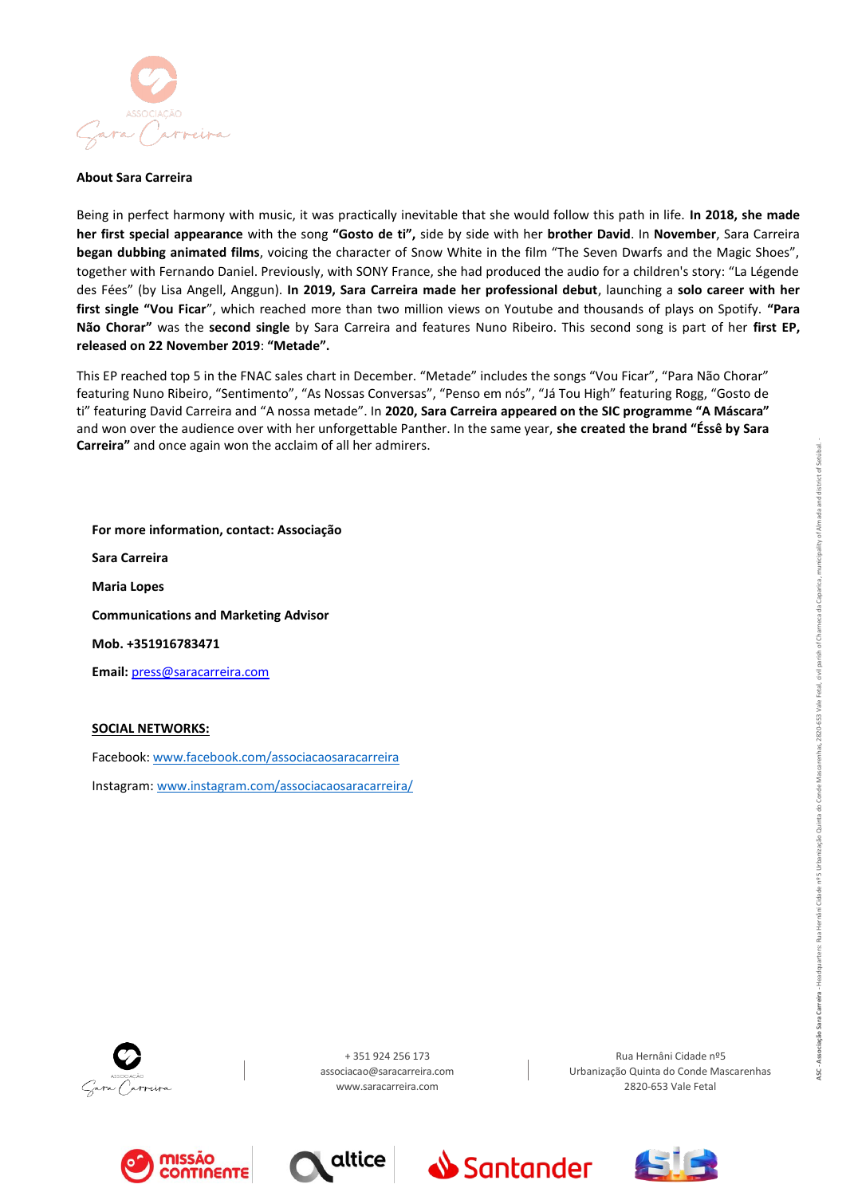**About Sara Carreira**

Being in perfect harmony with music, it was practically inevitable that she would follow this path in life. **In 2018, she made her first special appearance** with the song **"Gosto de ti",** side by side with her **brother David**. In **November**, Sara Carreira **began dubbing animated films**, voicing the character of Snow White in the film "The Seven Dwarfs and the Magic Shoes", together with Fernando Daniel. Previously, with SONY France, she had produced the audio for a children's story: "La Légende des Fées" (by Lisa Angell, Anggun). **In 2019, Sara Carreira made her professional debut**, launching a **solo career with her first single "Vou Ficar**", which reached more than two million views on Youtube and thousands of plays on Spotify. **"Para Não Chorar"** was the **second single** by Sara Carreira and features Nuno Ribeiro. This second song is part of her **first EP, released on 22 November 2019**: **"Metade".**

This EP reached top 5 in the FNAC sales chart in December. "Metade" includes the songs "Vou Ficar", "Para Não Chorar" featuring Nuno Ribeiro, "Sentimento", "As Nossas Conversas", "Penso em nós", "Já Tou High" featuring Rogg, "Gosto de ti" featuring David Carreira and "A nossa metade". In **2020, Sara Carreira appeared on the SIC programme "A Máscara"** and won over the audience over with her unforgettable Panther. In the same year, **she created the brand "Éssê by Sara Carreira"** and once again won the acclaim of all her admirers.

**For more information, contact: Associação**

**Sara Carreira**

**Maria Lopes**

**Communications and Marketing Advisor**

**Mob. +351916783471**

**Email:** press@saracarreira.com

**SOCIAL NETWORKS:**

Facebook: www.facebook.com/associacaosaracarreira

Instagram: www.instagram.com/associacaosaracarreira/

+ 351 924 256 173
associacao@saracarreira.com
www.saracarreira.com

Rua Hernâni Cidade nº5
Urbanização Quinta do Conde Mascarenhas
2820-653 Vale Fetal